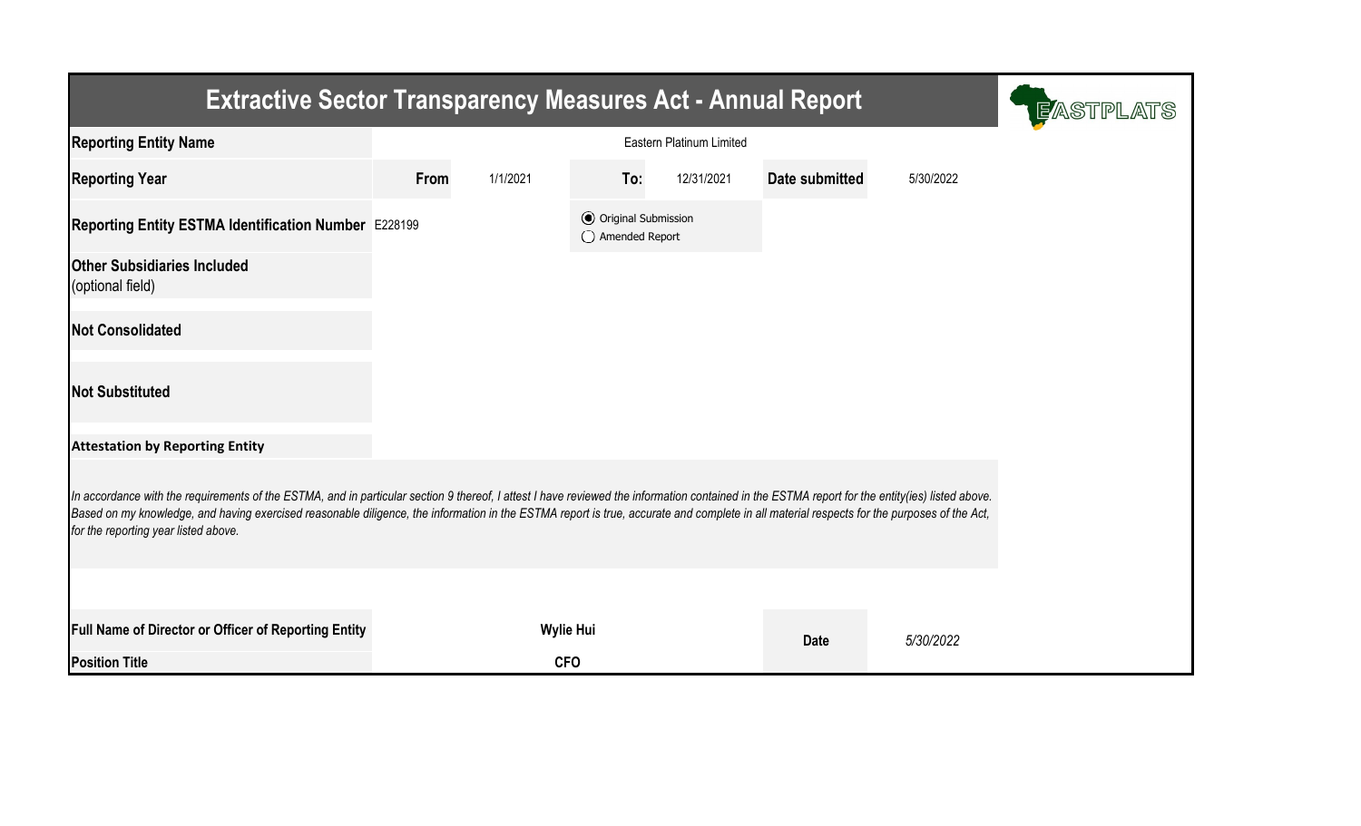# Extractive Sector Transparency Measures Act - Annual Report

EASTPLATS

| | | | | | | |
|---|---|---|---|---|---|---|
| **Reporting Entity Name** | Eastern Platinum Limited | | | | | |
| **Reporting Year** | **From** | 1/1/2021 | **To:** | 12/31/2021 | **Date submitted** | 5/30/2022 |
| **Reporting Entity ESTMA Identification Number** | E228199 | | ◉ Original Submission ○ Amended Report | | | |
| **Other Subsidiaries Included** (optional field) | | | | | | |
| **Not Consolidated** | | | | | | |
| **Not Substituted** | | | | | | |

**Attestation by Reporting Entity**

*In accordance with the requirements of the ESTMA, and in particular section 9 thereof, I attest I have reviewed the information contained in the ESTMA report for the entity(ies) listed above. Based on my knowledge, and having exercised reasonable diligence, the information in the ESTMA report is true, accurate and complete in all material respects for the purposes of the Act, for the reporting year listed above.*

| | | | |
|---|---|---|---|
| **Full Name of Director or Officer of Reporting Entity** | **Wylie Hui** | **Date** | *5/30/2022* |
| **Position Title** | **CFO** | | |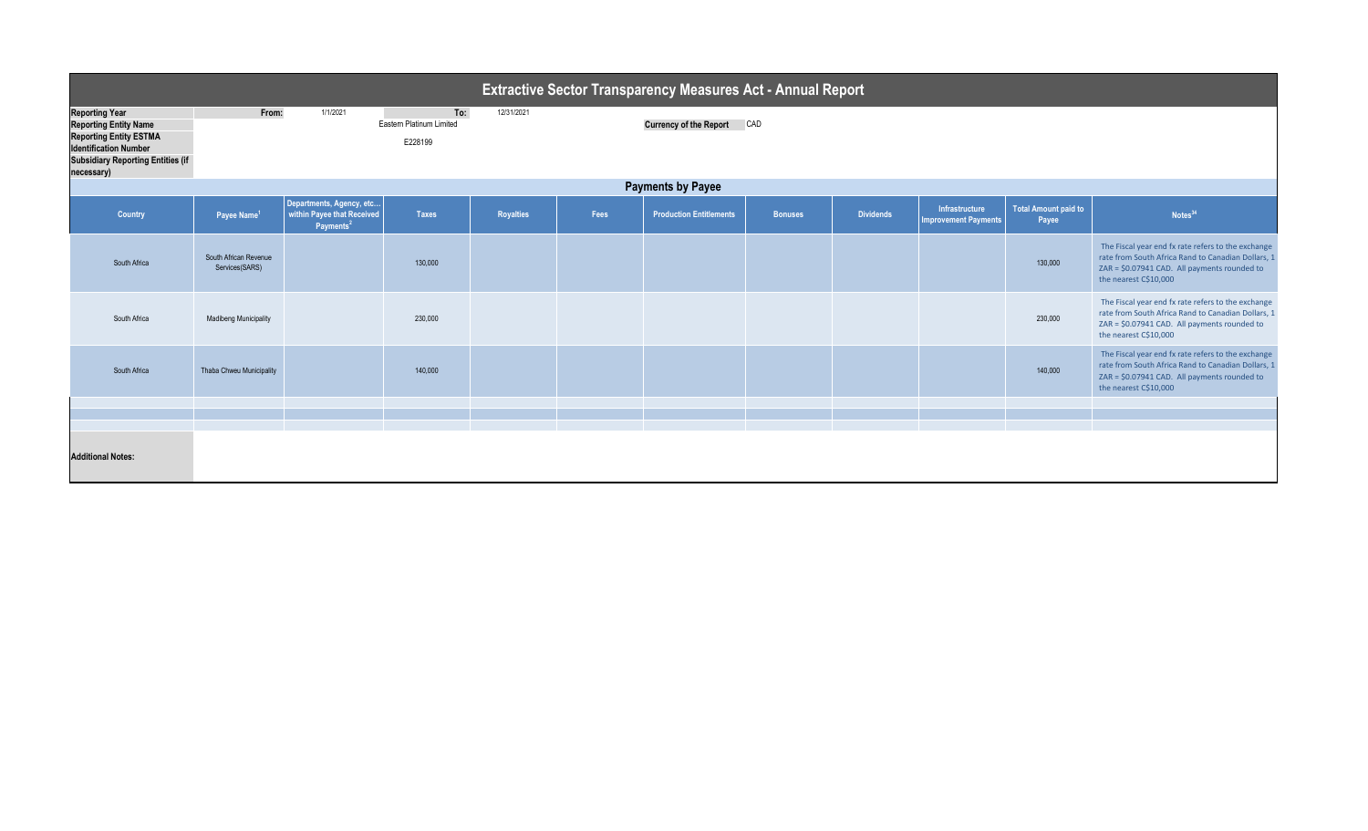# Extractive Sector Transparency Measures Act - Annual Report

| | | | |
|---|---|---|---|
| **Reporting Year** | From: 1/1/2021 | To: 12/31/2021 | |
| **Reporting Entity Name** | Eastern Platinum Limited | | **Currency of the Report** CAD |
| **Reporting Entity ESTMA Identification Number** | E228199 | | |
| **Subsidiary Reporting Entities (if necessary)** | | | |

## Payments by Payee

| Country | Payee Name[1] | Departments, Agency, etc... within Payee that Received Payments[2] | Taxes | Royalties | Fees | Production Entitlements | Bonuses | Dividends | Infrastructure Improvement Payments | Total Amount paid to Payee | Notes[34] |
|---|---|---|---|---|---|---|---|---|---|---|---|
| South Africa | South African Revenue Services(SARS) | | 130,000 | | | | | | | 130,000 | The Fiscal year end fx rate refers to the exchange rate from South Africa Rand to Canadian Dollars, 1 ZAR = $0.07941 CAD. All payments rounded to the nearest C$10,000 |
| South Africa | Madibeng Municipality | | 230,000 | | | | | | | 230,000 | The Fiscal year end fx rate refers to the exchange rate from South Africa Rand to Canadian Dollars, 1 ZAR = $0.07941 CAD. All payments rounded to the nearest C$10,000 |
| South Africa | Thaba Chweu Municipality | | 140,000 | | | | | | | 140,000 | The Fiscal year end fx rate refers to the exchange rate from South Africa Rand to Canadian Dollars, 1 ZAR = $0.07941 CAD. All payments rounded to the nearest C$10,000 |
| | | | | | | | | | | | |
| | | | | | | | | | | | |
| | | | | | | | | | | | |

**Additional Notes:**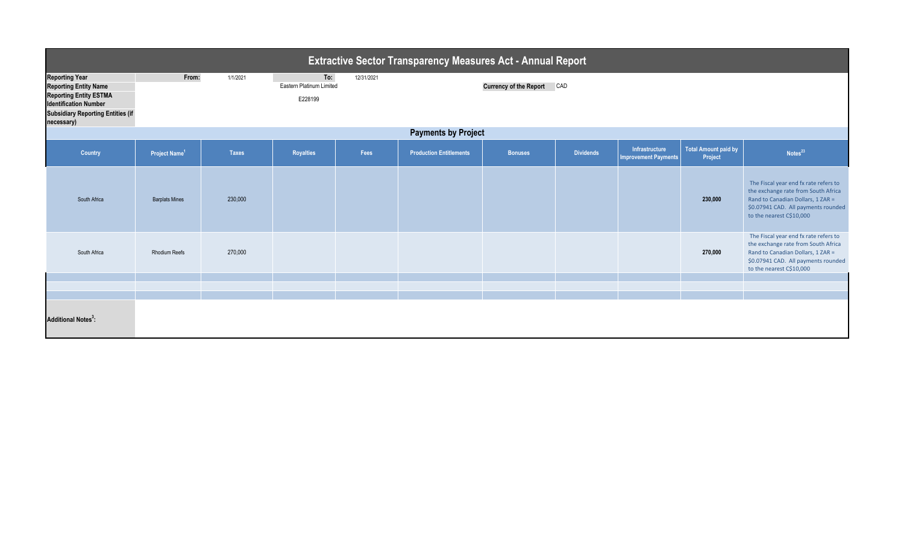# Extractive Sector Transparency Measures Act - Annual Report

| | | | | | |
|---|---|---|---|---|---|
| **Reporting Year** | From: | 1/1/2021 | To: | 12/31/2021 | |
| **Reporting Entity Name** | | | Eastern Platinum Limited | **Currency of the Report** | CAD |
| **Reporting Entity ESTMA Identification Number** | | | E228199 | | |
| **Subsidiary Reporting Entities (if necessary)** | | | | | |

## Payments by Project

| Country | Project Name[1] | Taxes | Royalties | Fees | Production Entitlements | Bonuses | Dividends | Infrastructure Improvement Payments | Total Amount paid by Project | Notes[23] |
|---|---|---|---|---|---|---|---|---|---|---|
| South Africa | Barplats Mines | 230,000 | | | | | | | **230,000** | The Fiscal year end fx rate refers to the exchange rate from South Africa Rand to Canadian Dollars, 1 ZAR = $0.07941 CAD. All payments rounded to the nearest C$10,000 |
| South Africa | Rhodium Reefs | 270,000 | | | | | | | **270,000** | The Fiscal year end fx rate refers to the exchange rate from South Africa Rand to Canadian Dollars, 1 ZAR = $0.07941 CAD. All payments rounded to the nearest C$10,000 |
| | | | | | | | | | | |
| | | | | | | | | | | |
| | | | | | | | | | | |

**Additional Notes[3]:**